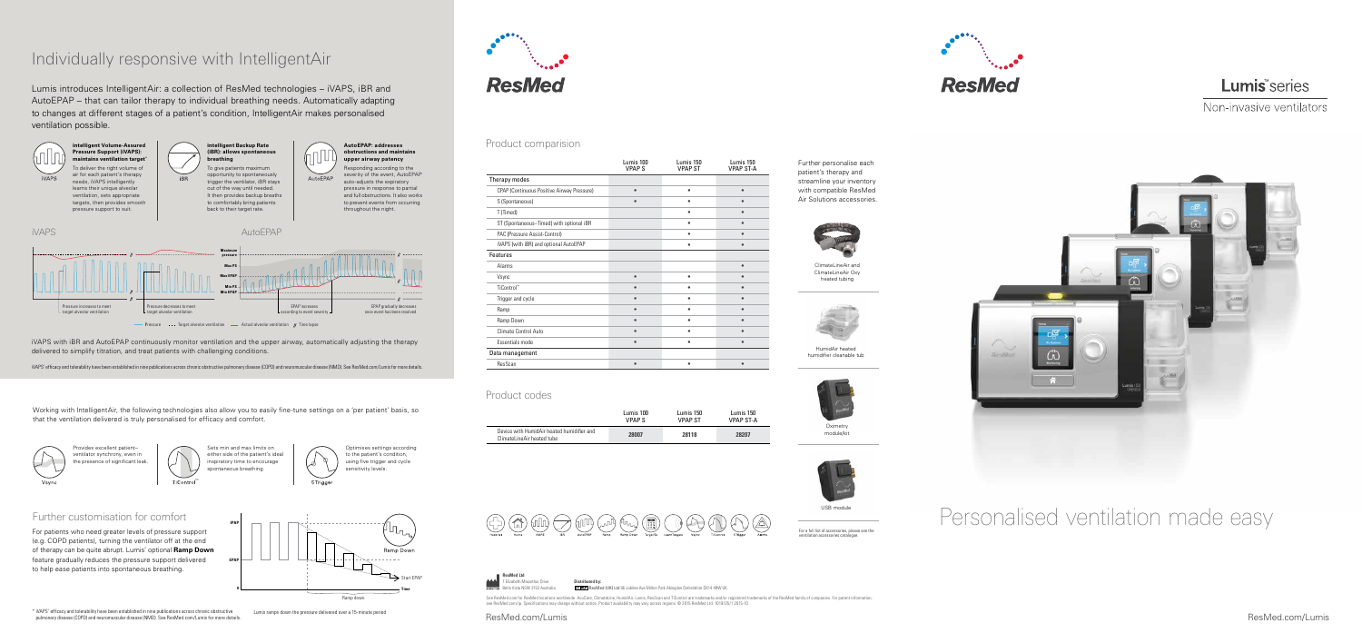# Individually responsive with IntelligentAir

Lumis introduces IntelligentAir: a collection of ResMed technologies – iVAPS, iBR and AutoEPAP – that can tailor therapy to individual breathing needs. Automatically adapting to changes at different stages of a patient's condition, IntelligentAir makes personalised ventilation possible.

**intelligent Volume-Assured Pressure Support (iVAPS): maintains ventilation target***
To deliver the right volume of air for each patient's therapy needs, iVAPS intelligently learns their unique alveolar ventilation, sets appropriate targets, then provides smooth pressure support to suit.

**intelligent Backup Rate (iBR): allows spontaneous breathing**
To give patients maximum opportunity to spontaneously trigger the ventilator, iBR stays out of the way until needed. It then provides backup breaths to comfortably bring patients back to their target rate.

**AutoEPAP: addresses obstructions and maintains upper airway patency**
Responding according to the severity of the event, AutoEPAP auto-adjusts the expiratory pressure in response to partial and full obstructions. It also works to prevent events from occurring throughout the night.

iVAPS with iBR and AutoEPAP continuously monitor ventilation and the upper airway, automatically adjusting the therapy delivered to simplify titration, and treat patients with challenging conditions.

iVAPS' efficacy and tolerability have been established in nine publications across chronic obstructive pulmonary disease (COPD) and neuromuscular disease (NMD). See ResMed.com/Lumis for more details.

Working with IntelligentAir, the following technologies also allow you to easily fine-tune settings on a 'per patient' basis, so that the ventilation delivered is truly personalised for efficacy and comfort.

**Vsync:** Provides excellent patient–ventilator synchrony, even in the presence of significant leak.

**TiControl™:** Sets min and max limits on either side of the patient's ideal inspiratory time to encourage spontaneous breathing.

**5 Trigger:** Optimises settings according to the patient's condition, using five trigger and cycle sensitivity levels.

## Further customisation for comfort

For patients who need greater levels of pressure support (e.g. COPD patients), turning the ventilator off at the end of therapy can be quite abrupt. Lumis' optional **Ramp Down** feature gradually reduces the pressure support delivered to help ease patients into spontaneous breathing.

Lumis ramps down the pressure delivered over a 15-minute period.

\* iVAPS' efficacy and tolerability have been established in nine publications across chronic obstructive pulmonary disease (COPD) and neuromuscular disease (NMD). See ResMed.com/Lumis for more details.

ResMed

## Product comparision

| | Lumis 100 VPAP S | Lumis 150 VPAP ST | Lumis 150 VPAP ST-A |
|---|---|---|---|
| **Therapy modes** | | | |
| CPAP (Continuous Positive Airway Pressure) | • | • | • |
| S (Spontaneous) | • | • | • |
| T (Timed) | | • | • |
| ST (Spontaneous–Timed) with optional iBR | | • | • |
| PAC (Pressure Assist-Control) | | • | • |
| iVAPS (with iBR) and optional AutoEPAP | | • | • |
| **Features** | | | |
| Alarms | | | • |
| Vsync | • | • | • |
| TiControl™ | • | • | • |
| Trigger and cycle | • | • | • |
| Ramp | • | • | • |
| Ramp Down | • | • | • |
| Climate Control Auto | • | • | • |
| Essentials mode | • | • | • |
| **Data management** | | | |
| ResScan | • | • | • |

## Product codes

| | Lumis 100 VPAP S | Lumis 150 VPAP ST | Lumis 150 VPAP ST-A |
|---|---|---|---|
| Device with HumidAir heated humidifier and ClimateLineAir heated tube | 28007 | 28118 | 28207 |

Further personalise each patient's therapy and streamline your inventory with compatible ResMed Air Solutions accessories.

ClimateLineAir and ClimateLineAir Oxy heated tubing

HumidAir heated humidifier cleanable tub

Oximetry module/kit

USB module

For a full list of accessories, please see the ventilation accessories catalogue.

**ResMed Ltd**
1 Elizabeth Macarthur Drive Bella Vista NSW 2153 Australia

**Distributed by:**
ResMed (UK) Ltd 96 Jubilee Ave Milton Park Abingdon Oxfordshire OX14 4RW UK

See ResMed.com for ResMed locations worldwide. AcuCare, ClimateLine, HumidAir, Lumis, ResScan and TiControl are trademarks and/or registered trademarks of the ResMed family of companies. For patent information, see ResMed.com/ip. Specifications may change without notice. Product availability may vary across regions. © 2015 ResMed Ltd. 1018126/1 2015-10

ResMed.com/Lumis

ResMed

# Lumis™ series

Non-invasive ventilators

# Personalised ventilation made easy

ResMed.com/Lumis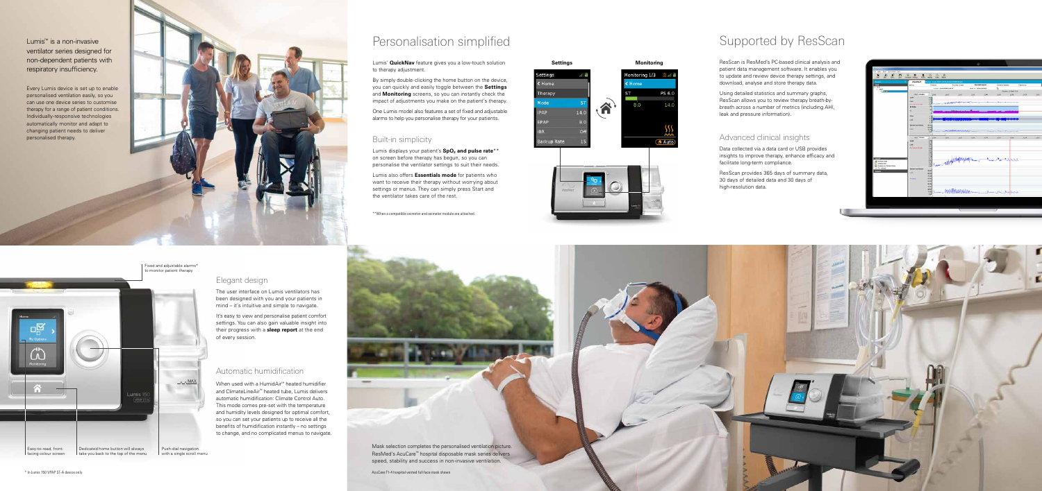Lumis™ is a non-invasive ventilator series designed for non-dependent patients with respiratory insufficiency.

Every Lumis device is set up to enable personalised ventilation easily, so you can use one device series to customise therapy for a range of patient conditions. Individually-responsive technologies automatically monitor and adapt to changing patient needs to deliver personalised therapy.

# Personalisation simplified

Lumis' **QuickNav** feature gives you a low-touch solution to therapy adjustment.

By simply double-clicking the home button on the device, you can quickly and easily toggle between the **Settings** and **Monitoring** screens, so you can instantly check the impact of adjustments you make on the patient's therapy.

One Lumis model also features a set of fixed and adjustable alarms to help you personalise therapy for your patients.

## Built-in simplicity

Lumis displays your patient's **$SpO_2$ and pulse rate**** on screen before therapy has begun, so you can personalise the ventilator settings to suit their needs.

Lumis also offers **Essentials mode** for patients who want to receive their therapy without worrying about settings or menus. They can simply press Start and the ventilator takes care of the rest.

** When a compatible oximeter and oximeter module are attached.

**Settings**

Settings
< Home
Therapy
Mode ST
IPAP 14.0
EPAP 8.0
IBR Off
Backup Rate 15

**Monitoring**

Monitoring 1/3
< Home
ST PS 6.0
8.0 14.0
Auto

# Supported by ResScan

ResScan is ResMed's PC-based clinical analysis and patient data management software. It enables you to update and review device therapy settings, and download, analyse and store therapy data.

Using detailed statistics and summary graphs, ResScan allows you to review therapy breath-by-breath across a number of metrics (including AHI, leak and pressure information).

## Advanced clinical insights

Data collected via a data card or USB provides insights to improve therapy, enhance efficacy and facilitate long-term compliance.

ResScan provides 365 days of summary data, 30 days of detailed data and 30 days of high-resolution data.

Fixed and adjustable alarms* to monitor patient therapy

Easy-to-read, front-facing colour screen

Dedicated home button will always take you back to the top of the menu

Push-dial navigation with a single scroll menu

* In Lumis 150 VPAP ST-A device only

## Elegant design

The user interface on Lumis ventilators has been designed with you and your patients in mind – it's intuitive and simple to navigate.

It's easy to view and personalise patient comfort settings. You can also gain valuable insight into their progress with a **sleep report** at the end of every session.

## Automatic humidification

When used with a HumidAir™ heated humidifier and ClimateLineAir™ heated tube, Lumis delivers automatic humidification: Climate Control Auto. This mode comes pre-set with the temperature and humidity levels designed for optimal comfort, so you can set your patients up to receive all the benefits of humidification instantly – no settings to change, and no complicated menus to navigate.

Mask selection completes the personalised ventilation picture. ResMed's AcuCare™ hospital disposable mask series delivers speed, stability and success in non-invasive ventilation.

AcuCare F1-4 hospital vented full face mask shown